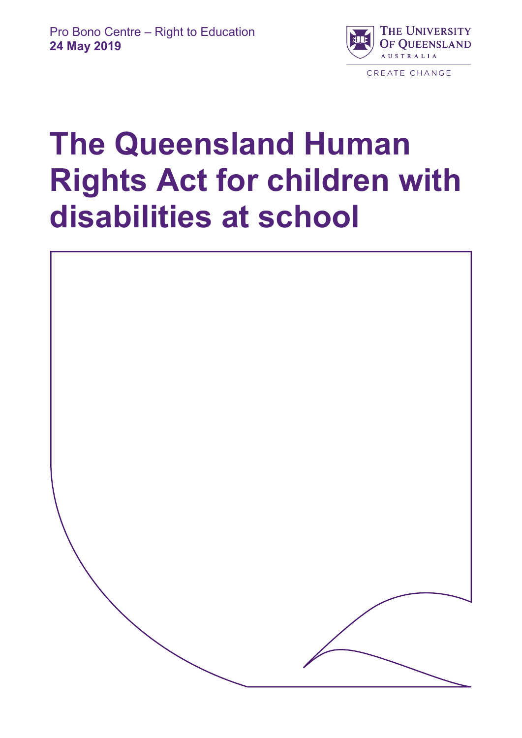Pro Bono Centre – Right to Education
**24 May 2019**

THE UNIVERSITY OF QUEENSLAND
AUSTRALIA

CREATE CHANGE

# The Queensland Human Rights Act for children with disabilities at school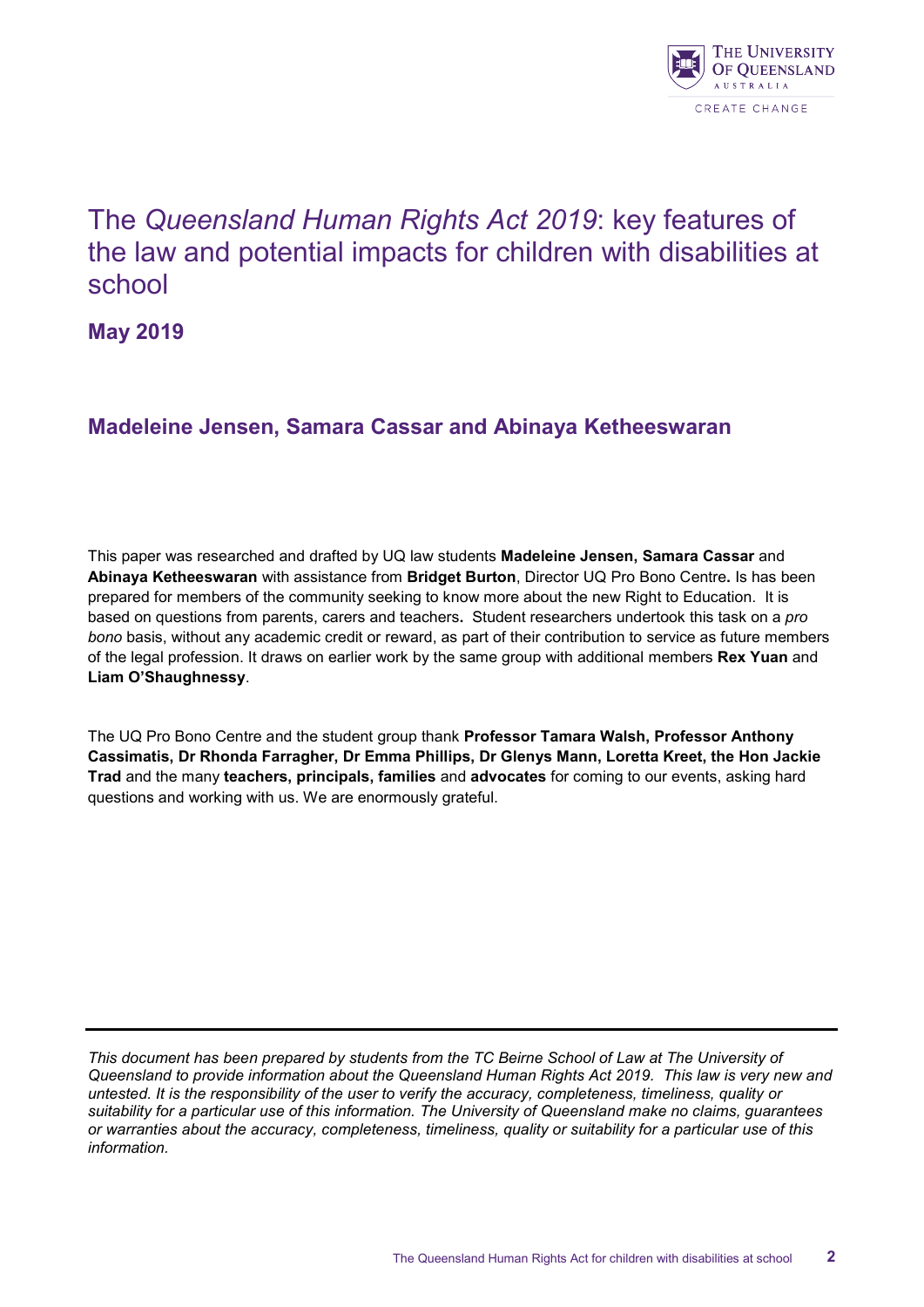# The *Queensland Human Rights Act 2019*: key features of the law and potential impacts for children with disabilities at school

## May 2019

### Madeleine Jensen, Samara Cassar and Abinaya Ketheeswaran

This paper was researched and drafted by UQ law students **Madeleine Jensen, Samara Cassar** and **Abinaya Ketheeswaran** with assistance from **Bridget Burton**, Director UQ Pro Bono Centre**.** Is has been prepared for members of the community seeking to know more about the new Right to Education. It is based on questions from parents, carers and teachers**.** Student researchers undertook this task on a *pro bono* basis, without any academic credit or reward, as part of their contribution to service as future members of the legal profession. It draws on earlier work by the same group with additional members **Rex Yuan** and **Liam O'Shaughnessy**.

The UQ Pro Bono Centre and the student group thank **Professor Tamara Walsh, Professor Anthony Cassimatis, Dr Rhonda Farragher, Dr Emma Phillips, Dr Glenys Mann, Loretta Kreet, the Hon Jackie Trad** and the many **teachers, principals, families** and **advocates** for coming to our events, asking hard questions and working with us. We are enormously grateful.

---

*This document has been prepared by students from the TC Beirne School of Law at The University of Queensland to provide information about the Queensland Human Rights Act 2019. This law is very new and untested. It is the responsibility of the user to verify the accuracy, completeness, timeliness, quality or suitability for a particular use of this information. The University of Queensland make no claims, guarantees or warranties about the accuracy, completeness, timeliness, quality or suitability for a particular use of this information.*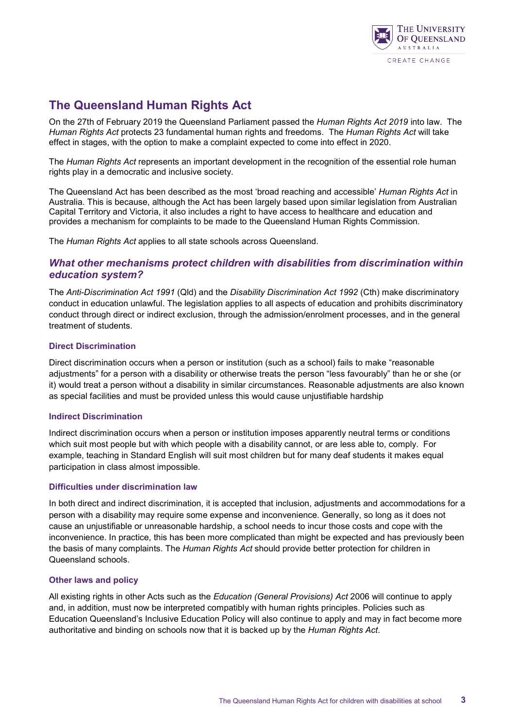## The Queensland Human Rights Act

On the 27th of February 2019 the Queensland Parliament passed the *Human Rights Act 2019* into law. The *Human Rights Act* protects 23 fundamental human rights and freedoms. The *Human Rights Act* will take effect in stages, with the option to make a complaint expected to come into effect in 2020.

The *Human Rights Act* represents an important development in the recognition of the essential role human rights play in a democratic and inclusive society.

The Queensland Act has been described as the most 'broad reaching and accessible' *Human Rights Act* in Australia. This is because, although the Act has been largely based upon similar legislation from Australian Capital Territory and Victoria, it also includes a right to have access to healthcare and education and provides a mechanism for complaints to be made to the Queensland Human Rights Commission.

The *Human Rights Act* applies to all state schools across Queensland.

### *What other mechanisms protect children with disabilities from discrimination within education system?*

The *Anti-Discrimination Act 1991* (Qld) and the *Disability Discrimination Act 1992* (Cth) make discriminatory conduct in education unlawful. The legislation applies to all aspects of education and prohibits discriminatory conduct through direct or indirect exclusion, through the admission/enrolment processes, and in the general treatment of students.

#### Direct Discrimination

Direct discrimination occurs when a person or institution (such as a school) fails to make "reasonable adjustments" for a person with a disability or otherwise treats the person "less favourably" than he or she (or it) would treat a person without a disability in similar circumstances. Reasonable adjustments are also known as special facilities and must be provided unless this would cause unjustifiable hardship

#### Indirect Discrimination

Indirect discrimination occurs when a person or institution imposes apparently neutral terms or conditions which suit most people but with which people with a disability cannot, or are less able to, comply. For example, teaching in Standard English will suit most children but for many deaf students it makes equal participation in class almost impossible.

#### Difficulties under discrimination law

In both direct and indirect discrimination, it is accepted that inclusion, adjustments and accommodations for a person with a disability may require some expense and inconvenience. Generally, so long as it does not cause an unjustifiable or unreasonable hardship, a school needs to incur those costs and cope with the inconvenience. In practice, this has been more complicated than might be expected and has previously been the basis of many complaints. The *Human Rights Act* should provide better protection for children in Queensland schools.

#### Other laws and policy

All existing rights in other Acts such as the *Education (General Provisions) Act* 2006 will continue to apply and, in addition, must now be interpreted compatibly with human rights principles. Policies such as Education Queensland's Inclusive Education Policy will also continue to apply and may in fact become more authoritative and binding on schools now that it is backed up by the *Human Rights Act*.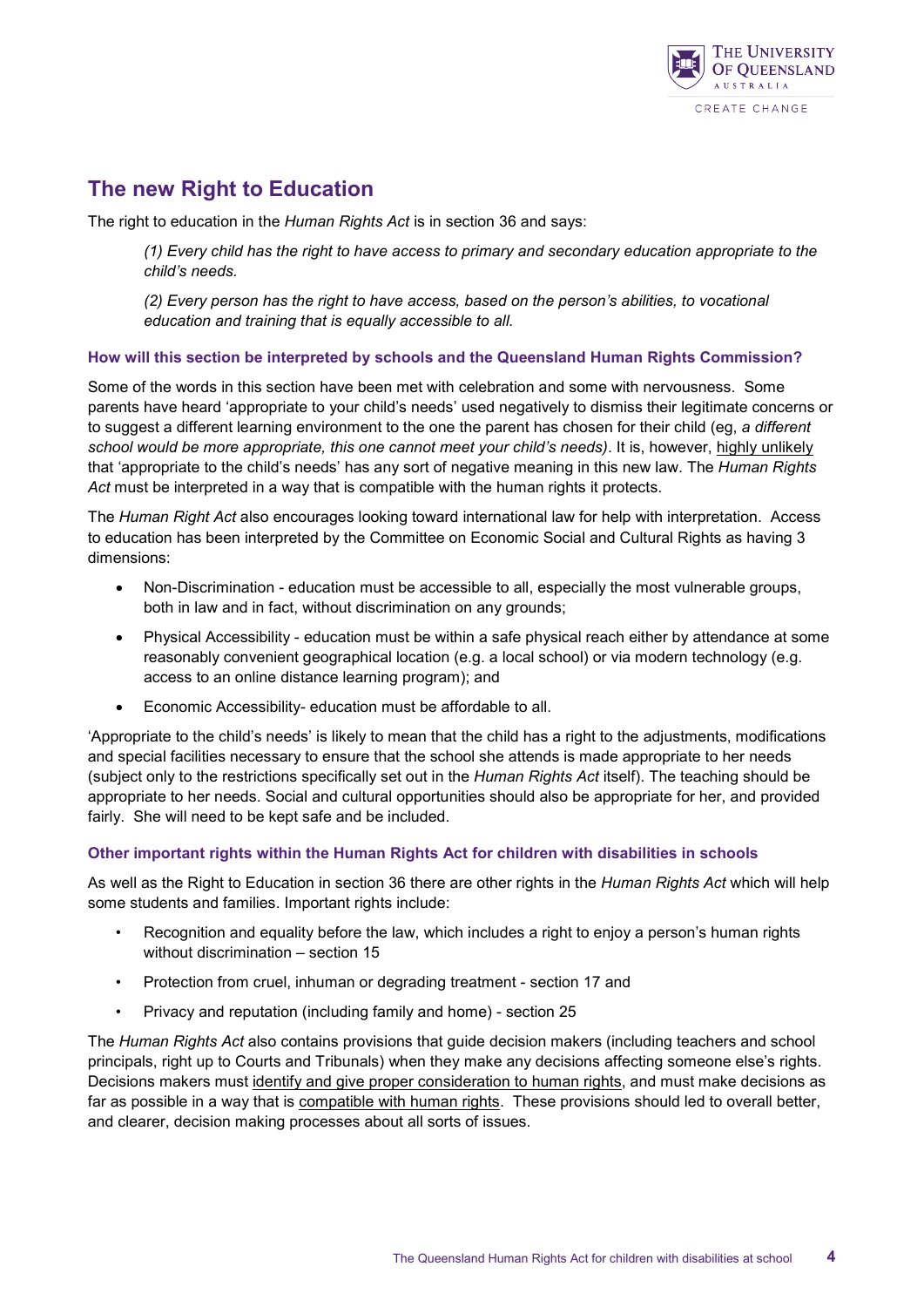## The new Right to Education

The right to education in the *Human Rights Act* is in section 36 and says:

> *(1) Every child has the right to have access to primary and secondary education appropriate to the child's needs.*
>
> *(2) Every person has the right to have access, based on the person's abilities, to vocational education and training that is equally accessible to all.*

### How will this section be interpreted by schools and the Queensland Human Rights Commission?

Some of the words in this section have been met with celebration and some with nervousness. Some parents have heard 'appropriate to your child's needs' used negatively to dismiss their legitimate concerns or to suggest a different learning environment to the one the parent has chosen for their child (eg, *a different school would be more appropriate, this one cannot meet your child's needs)*. It is, however, highly unlikely that 'appropriate to the child's needs' has any sort of negative meaning in this new law. The *Human Rights Act* must be interpreted in a way that is compatible with the human rights it protects.

The *Human Right Act* also encourages looking toward international law for help with interpretation. Access to education has been interpreted by the Committee on Economic Social and Cultural Rights as having 3 dimensions:

- Non-Discrimination - education must be accessible to all, especially the most vulnerable groups, both in law and in fact, without discrimination on any grounds;
- Physical Accessibility - education must be within a safe physical reach either by attendance at some reasonably convenient geographical location (e.g. a local school) or via modern technology (e.g. access to an online distance learning program); and
- Economic Accessibility- education must be affordable to all.

'Appropriate to the child's needs' is likely to mean that the child has a right to the adjustments, modifications and special facilities necessary to ensure that the school she attends is made appropriate to her needs (subject only to the restrictions specifically set out in the *Human Rights Act* itself). The teaching should be appropriate to her needs. Social and cultural opportunities should also be appropriate for her, and provided fairly. She will need to be kept safe and be included.

### Other important rights within the Human Rights Act for children with disabilities in schools

As well as the Right to Education in section 36 there are other rights in the *Human Rights Act* which will help some students and families. Important rights include:

- Recognition and equality before the law, which includes a right to enjoy a person's human rights without discrimination – section 15
- Protection from cruel, inhuman or degrading treatment - section 17 and
- Privacy and reputation (including family and home) - section 25

The *Human Rights Act* also contains provisions that guide decision makers (including teachers and school principals, right up to Courts and Tribunals) when they make any decisions affecting someone else's rights. Decisions makers must identify and give proper consideration to human rights, and must make decisions as far as possible in a way that is compatible with human rights. These provisions should led to overall better, and clearer, decision making processes about all sorts of issues.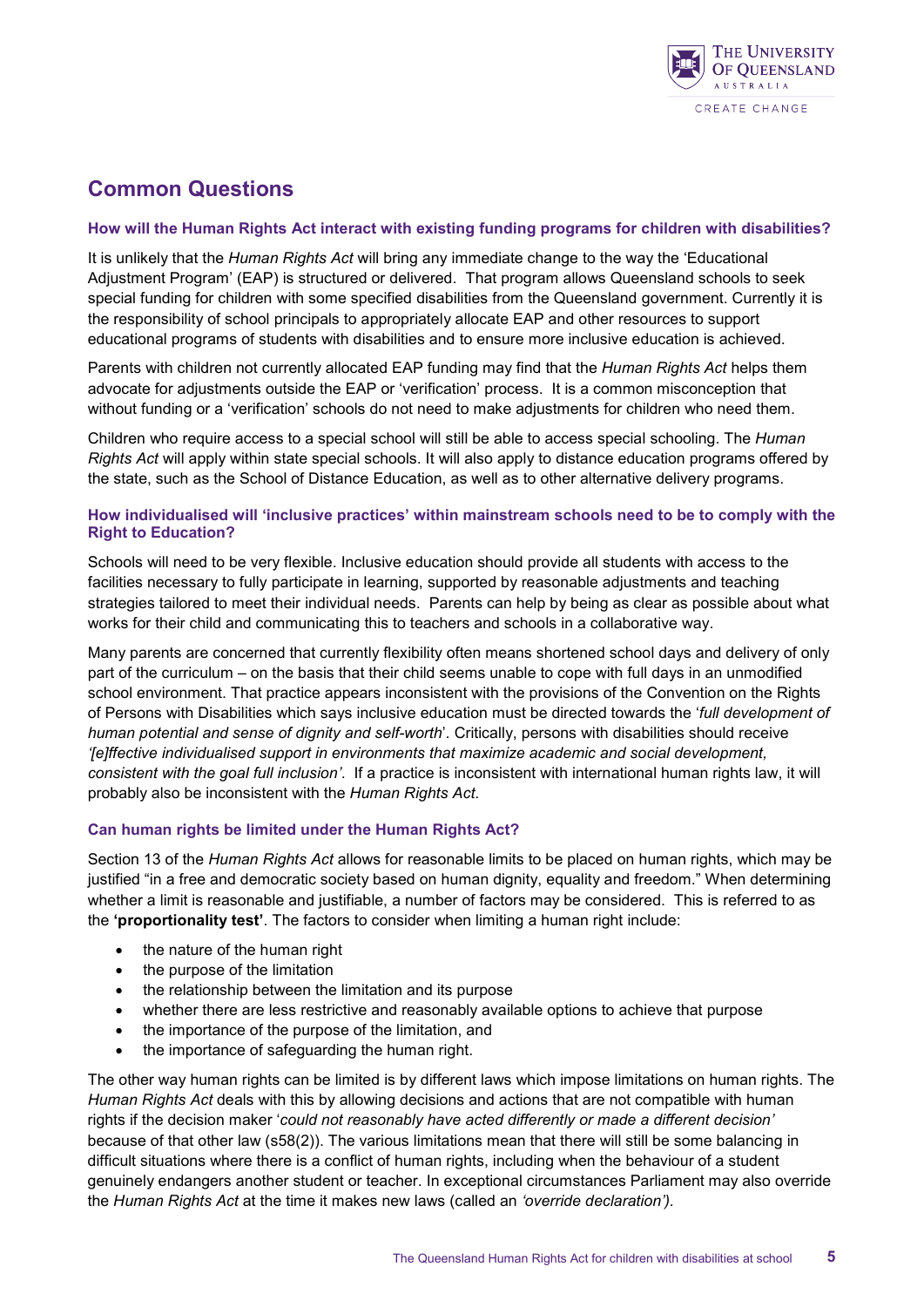## Common Questions

### How will the Human Rights Act interact with existing funding programs for children with disabilities?

It is unlikely that the *Human Rights Act* will bring any immediate change to the way the 'Educational Adjustment Program' (EAP) is structured or delivered. That program allows Queensland schools to seek special funding for children with some specified disabilities from the Queensland government. Currently it is the responsibility of school principals to appropriately allocate EAP and other resources to support educational programs of students with disabilities and to ensure more inclusive education is achieved.

Parents with children not currently allocated EAP funding may find that the *Human Rights Act* helps them advocate for adjustments outside the EAP or 'verification' process. It is a common misconception that without funding or a 'verification' schools do not need to make adjustments for children who need them.

Children who require access to a special school will still be able to access special schooling. The *Human Rights Act* will apply within state special schools. It will also apply to distance education programs offered by the state, such as the School of Distance Education, as well as to other alternative delivery programs.

### How individualised will 'inclusive practices' within mainstream schools need to be to comply with the Right to Education?

Schools will need to be very flexible. Inclusive education should provide all students with access to the facilities necessary to fully participate in learning, supported by reasonable adjustments and teaching strategies tailored to meet their individual needs. Parents can help by being as clear as possible about what works for their child and communicating this to teachers and schools in a collaborative way.

Many parents are concerned that currently flexibility often means shortened school days and delivery of only part of the curriculum – on the basis that their child seems unable to cope with full days in an unmodified school environment. That practice appears inconsistent with the provisions of the Convention on the Rights of Persons with Disabilities which says inclusive education must be directed towards the '*full development of human potential and sense of dignity and self-worth*'. Critically, persons with disabilities should receive *'[e]ffective individualised support in environments that maximize academic and social development, consistent with the goal full inclusion'*. If a practice is inconsistent with international human rights law, it will probably also be inconsistent with the *Human Rights Act.*

### Can human rights be limited under the Human Rights Act?

Section 13 of the *Human Rights Act* allows for reasonable limits to be placed on human rights, which may be justified "in a free and democratic society based on human dignity, equality and freedom." When determining whether a limit is reasonable and justifiable, a number of factors may be considered. This is referred to as the **'proportionality test'**. The factors to consider when limiting a human right include:

- the nature of the human right
- the purpose of the limitation
- the relationship between the limitation and its purpose
- whether there are less restrictive and reasonably available options to achieve that purpose
- the importance of the purpose of the limitation, and
- the importance of safeguarding the human right.

The other way human rights can be limited is by different laws which impose limitations on human rights. The *Human Rights Act* deals with this by allowing decisions and actions that are not compatible with human rights if the decision maker '*could not reasonably have acted differently or made a different decision'* because of that other law (s58(2)). The various limitations mean that there will still be some balancing in difficult situations where there is a conflict of human rights, including when the behaviour of a student genuinely endangers another student or teacher. In exceptional circumstances Parliament may also override the *Human Rights Act* at the time it makes new laws (called an *'override declaration').*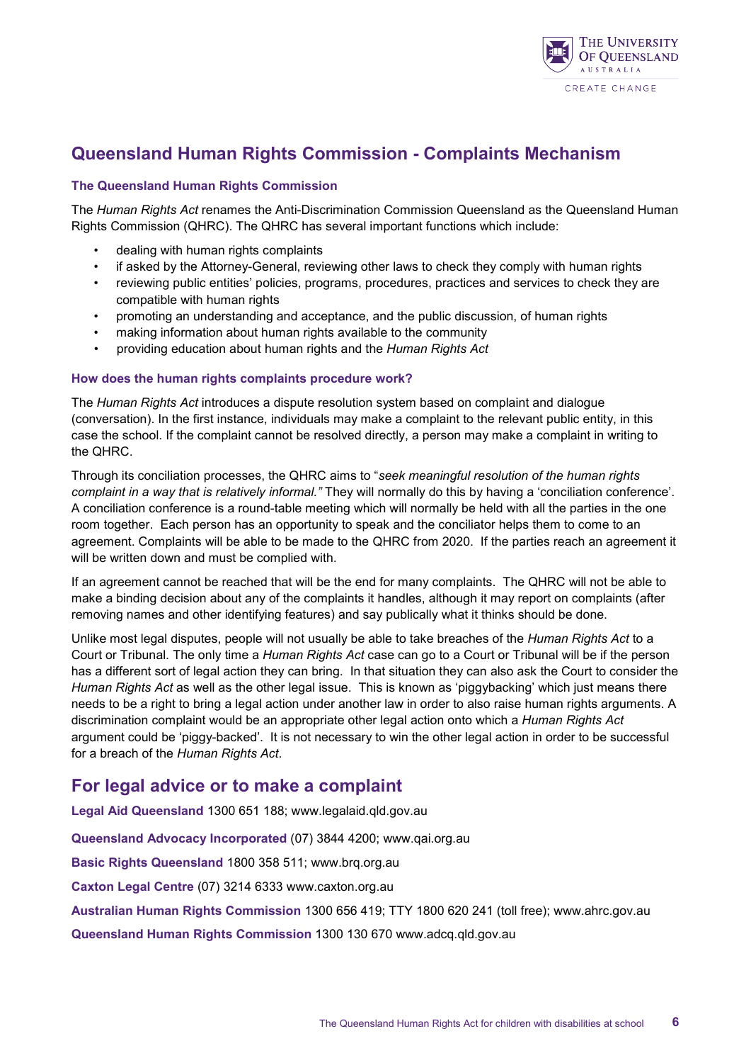## Queensland Human Rights Commission - Complaints Mechanism

### The Queensland Human Rights Commission

The *Human Rights Act* renames the Anti-Discrimination Commission Queensland as the Queensland Human Rights Commission (QHRC). The QHRC has several important functions which include:

- dealing with human rights complaints
- if asked by the Attorney-General, reviewing other laws to check they comply with human rights
- reviewing public entities' policies, programs, procedures, practices and services to check they are compatible with human rights
- promoting an understanding and acceptance, and the public discussion, of human rights
- making information about human rights available to the community
- providing education about human rights and the *Human Rights Act*

### How does the human rights complaints procedure work?

The *Human Rights Act* introduces a dispute resolution system based on complaint and dialogue (conversation). In the first instance, individuals may make a complaint to the relevant public entity, in this case the school. If the complaint cannot be resolved directly, a person may make a complaint in writing to the QHRC.

Through its conciliation processes, the QHRC aims to "*seek meaningful resolution of the human rights complaint in a way that is relatively informal."* They will normally do this by having a 'conciliation conference'. A conciliation conference is a round-table meeting which will normally be held with all the parties in the one room together. Each person has an opportunity to speak and the conciliator helps them to come to an agreement. Complaints will be able to be made to the QHRC from 2020. If the parties reach an agreement it will be written down and must be complied with.

If an agreement cannot be reached that will be the end for many complaints. The QHRC will not be able to make a binding decision about any of the complaints it handles, although it may report on complaints (after removing names and other identifying features) and say publically what it thinks should be done.

Unlike most legal disputes, people will not usually be able to take breaches of the *Human Rights Act* to a Court or Tribunal. The only time a *Human Rights Act* case can go to a Court or Tribunal will be if the person has a different sort of legal action they can bring. In that situation they can also ask the Court to consider the *Human Rights Act* as well as the other legal issue. This is known as 'piggybacking' which just means there needs to be a right to bring a legal action under another law in order to also raise human rights arguments. A discrimination complaint would be an appropriate other legal action onto which a *Human Rights Act* argument could be 'piggy-backed'. It is not necessary to win the other legal action in order to be successful for a breach of the *Human Rights Act*.

## For legal advice or to make a complaint

**Legal Aid Queensland** 1300 651 188; www.legalaid.qld.gov.au

**Queensland Advocacy Incorporated** (07) 3844 4200; www.qai.org.au

**Basic Rights Queensland** 1800 358 511; www.brq.org.au

**Caxton Legal Centre** (07) 3214 6333 www.caxton.org.au

**Australian Human Rights Commission** 1300 656 419; TTY 1800 620 241 (toll free); www.ahrc.gov.au

**Queensland Human Rights Commission** 1300 130 670 www.adcq.qld.gov.au